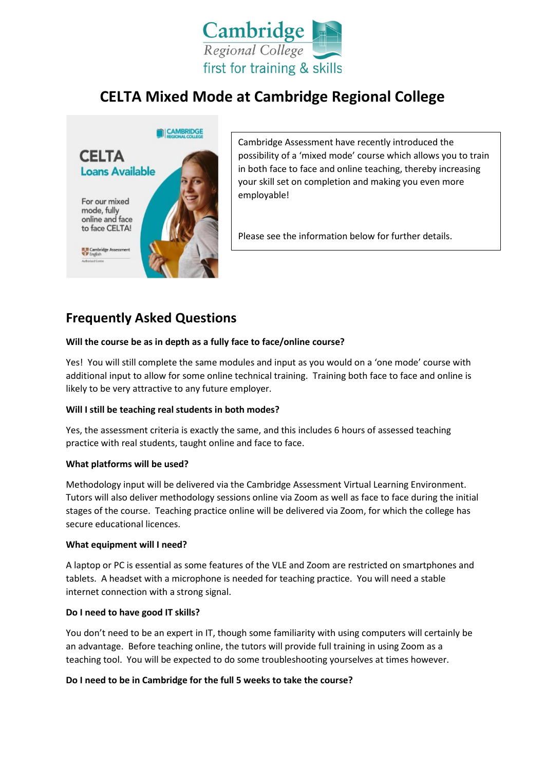# CELTA Mixed Mode at Cambridge Regional College

Cambridge Assessment have recently introduced the possibility of a 'mixed mode' course which allows you to train in both face to face and online teaching, thereby increasing your skill set on completion and making you even more employable!

Please see the information below for further details.

## Frequently Asked Questions

**Will the course be as in depth as a fully face to face/online course?**

Yes! You will still complete the same modules and input as you would on a 'one mode' course with additional input to allow for some online technical training. Training both face to face and online is likely to be very attractive to any future employer.

**Will I still be teaching real students in both modes?**

Yes, the assessment criteria is exactly the same, and this includes 6 hours of assessed teaching practice with real students, taught online and face to face.

**What platforms will be used?**

Methodology input will be delivered via the Cambridge Assessment Virtual Learning Environment. Tutors will also deliver methodology sessions online via Zoom as well as face to face during the initial stages of the course. Teaching practice online will be delivered via Zoom, for which the college has secure educational licences.

**What equipment will I need?**

A laptop or PC is essential as some features of the VLE and Zoom are restricted on smartphones and tablets. A headset with a microphone is needed for teaching practice. You will need a stable internet connection with a strong signal.

**Do I need to have good IT skills?**

You don't need to be an expert in IT, though some familiarity with using computers will certainly be an advantage. Before teaching online, the tutors will provide full training in using Zoom as a teaching tool. You will be expected to do some troubleshooting yourselves at times however.

**Do I need to be in Cambridge for the full 5 weeks to take the course?**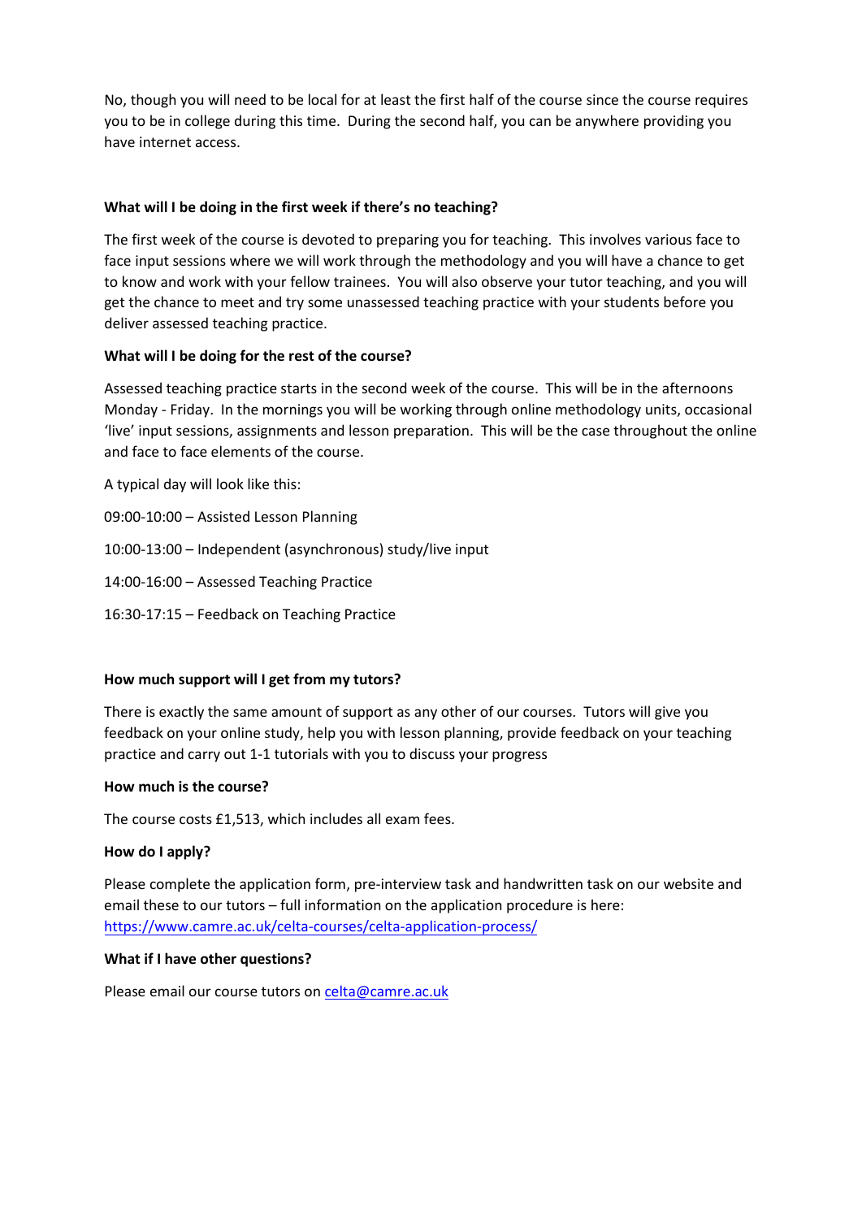No, though you will need to be local for at least the first half of the course since the course requires you to be in college during this time. During the second half, you can be anywhere providing you have internet access.

**What will I be doing in the first week if there's no teaching?**

The first week of the course is devoted to preparing you for teaching. This involves various face to face input sessions where we will work through the methodology and you will have a chance to get to know and work with your fellow trainees. You will also observe your tutor teaching, and you will get the chance to meet and try some unassessed teaching practice with your students before you deliver assessed teaching practice.

**What will I be doing for the rest of the course?**

Assessed teaching practice starts in the second week of the course. This will be in the afternoons Monday - Friday. In the mornings you will be working through online methodology units, occasional 'live' input sessions, assignments and lesson preparation. This will be the case throughout the online and face to face elements of the course.

A typical day will look like this:

09:00-10:00 – Assisted Lesson Planning

10:00-13:00 – Independent (asynchronous) study/live input

14:00-16:00 – Assessed Teaching Practice

16:30-17:15 – Feedback on Teaching Practice

**How much support will I get from my tutors?**

There is exactly the same amount of support as any other of our courses. Tutors will give you feedback on your online study, help you with lesson planning, provide feedback on your teaching practice and carry out 1-1 tutorials with you to discuss your progress

**How much is the course?**

The course costs £1,513, which includes all exam fees.

**How do I apply?**

Please complete the application form, pre-interview task and handwritten task on our website and email these to our tutors – full information on the application procedure is here: https://www.camre.ac.uk/celta-courses/celta-application-process/

**What if I have other questions?**

Please email our course tutors on celta@camre.ac.uk